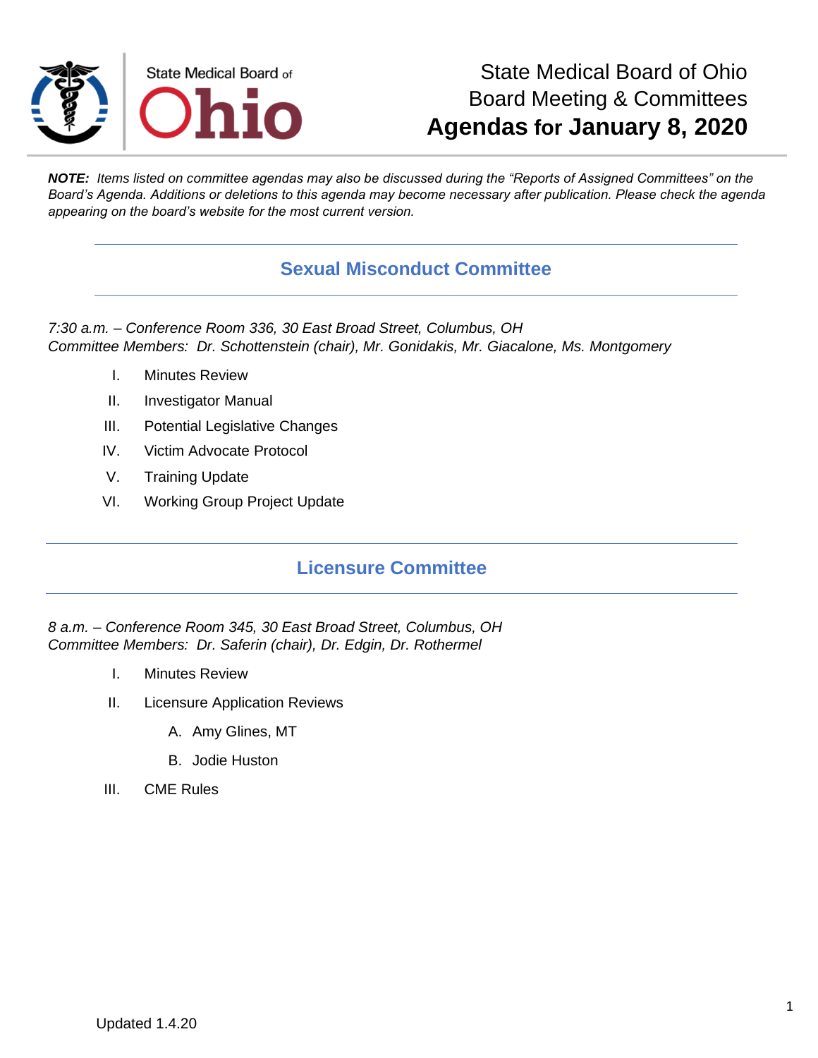State Medical Board of Ohio

# State Medical Board of Ohio
# Board Meeting & Committees
# **Agendas for January 8, 2020**

***NOTE:*** *Items listed on committee agendas may also be discussed during the "Reports of Assigned Committees" on the Board's Agenda. Additions or deletions to this agenda may become necessary after publication. Please check the agenda appearing on the board's website for the most current version.*

## Sexual Misconduct Committee

*7:30 a.m. – Conference Room 336, 30 East Broad Street, Columbus, OH*
*Committee Members: Dr. Schottenstein (chair), Mr. Gonidakis, Mr. Giacalone, Ms. Montgomery*

I. Minutes Review

II. Investigator Manual

III. Potential Legislative Changes

IV. Victim Advocate Protocol

V. Training Update

VI. Working Group Project Update

## Licensure Committee

*8 a.m. – Conference Room 345, 30 East Broad Street, Columbus, OH*
*Committee Members: Dr. Saferin (chair), Dr. Edgin, Dr. Rothermel*

I. Minutes Review

II. Licensure Application Reviews

   A. Amy Glines, MT

   B. Jodie Huston

III. CME Rules

Updated 1.4.20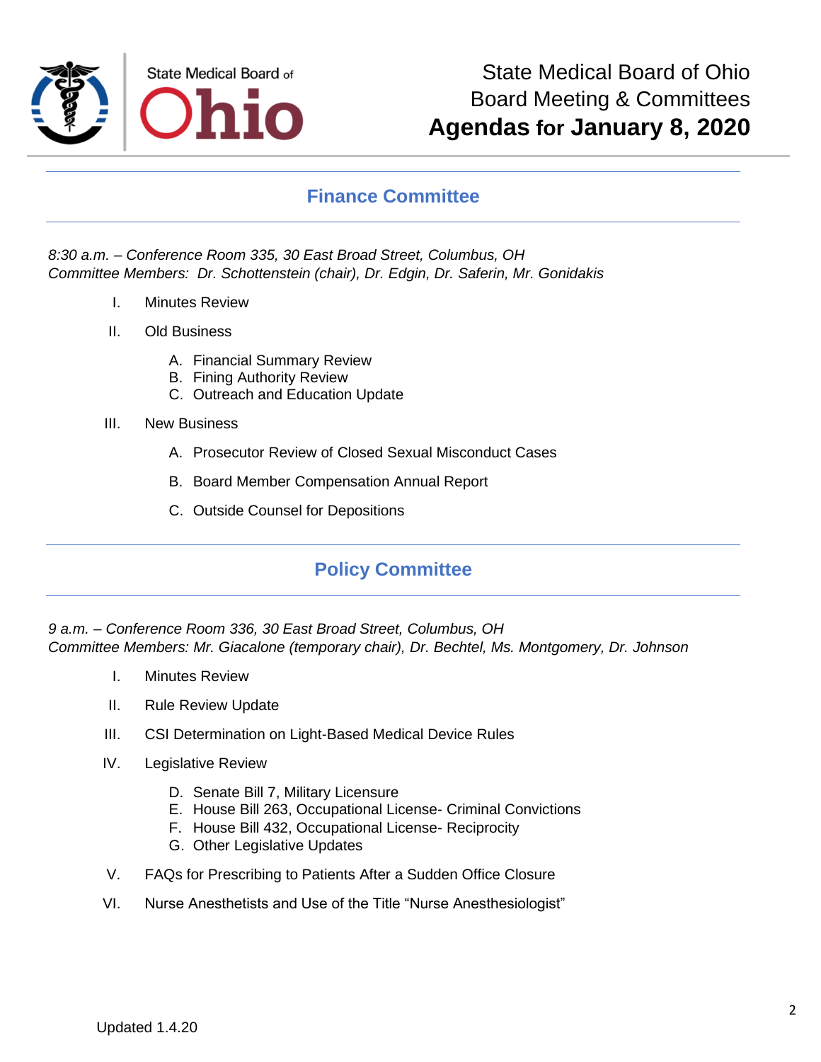State Medical Board of Ohio
Board Meeting & Committees
**Agendas for January 8, 2020**

## Finance Committee

*8:30 a.m. – Conference Room 335, 30 East Broad Street, Columbus, OH*
*Committee Members: Dr. Schottenstein (chair), Dr. Edgin, Dr. Saferin, Mr. Gonidakis*

I. Minutes Review

II. Old Business

   A. Financial Summary Review
   B. Fining Authority Review
   C. Outreach and Education Update

III. New Business

   A. Prosecutor Review of Closed Sexual Misconduct Cases

   B. Board Member Compensation Annual Report

   C. Outside Counsel for Depositions

## Policy Committee

*9 a.m. – Conference Room 336, 30 East Broad Street, Columbus, OH*
*Committee Members: Mr. Giacalone (temporary chair), Dr. Bechtel, Ms. Montgomery, Dr. Johnson*

I. Minutes Review

II. Rule Review Update

III. CSI Determination on Light-Based Medical Device Rules

IV. Legislative Review

   D. Senate Bill 7, Military Licensure
   E. House Bill 263, Occupational License- Criminal Convictions
   F. House Bill 432, Occupational License- Reciprocity
   G. Other Legislative Updates

V. FAQs for Prescribing to Patients After a Sudden Office Closure

VI. Nurse Anesthetists and Use of the Title "Nurse Anesthesiologist"

Updated 1.4.20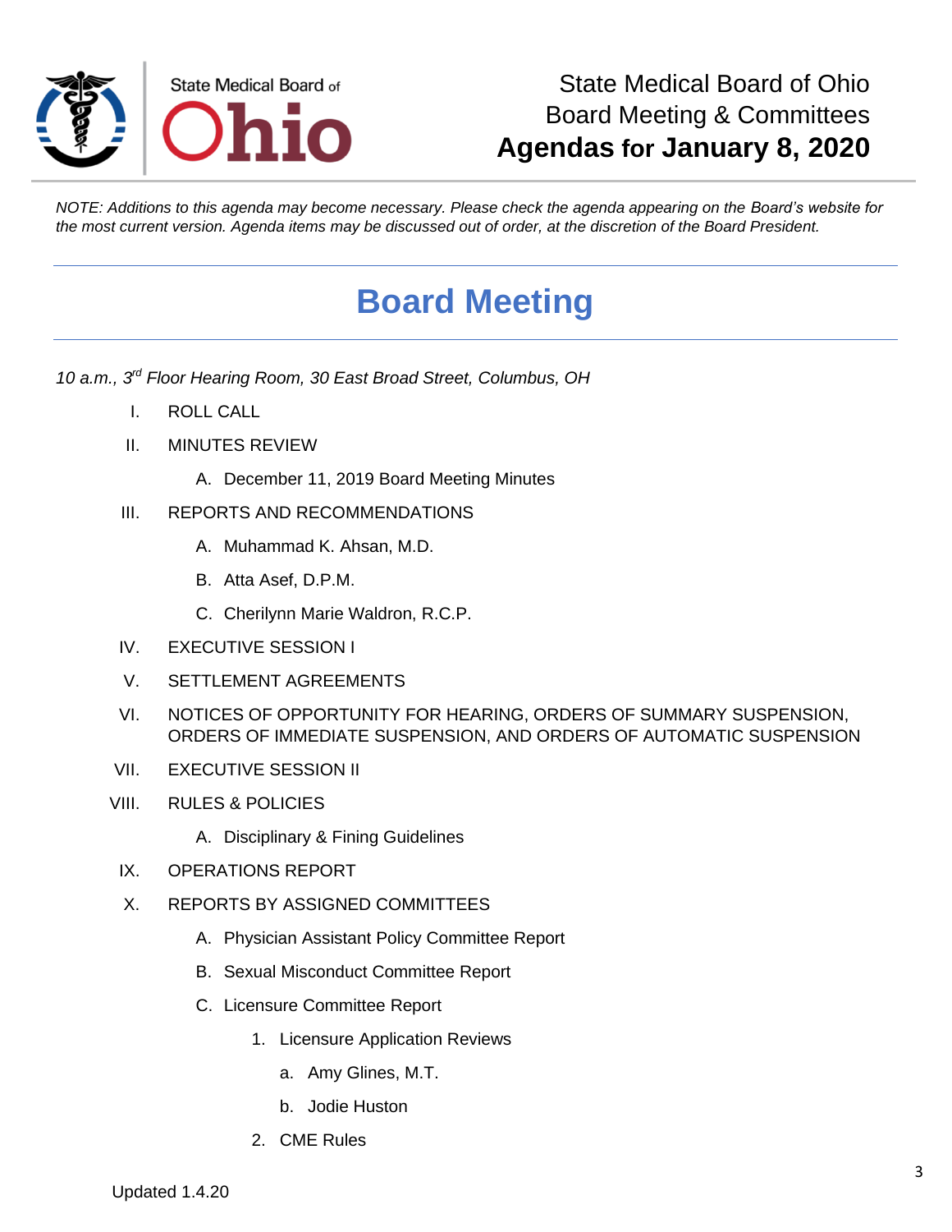State Medical Board of Ohio
Board Meeting & Committees
**Agendas for January 8, 2020**

*NOTE: Additions to this agenda may become necessary. Please check the agenda appearing on the Board's website for the most current version. Agenda items may be discussed out of order, at the discretion of the Board President.*

# Board Meeting

*10 a.m., 3rd Floor Hearing Room, 30 East Broad Street, Columbus, OH*

I. ROLL CALL

II. MINUTES REVIEW

  A. December 11, 2019 Board Meeting Minutes

III. REPORTS AND RECOMMENDATIONS

  A. Muhammad K. Ahsan, M.D.

  B. Atta Asef, D.P.M.

  C. Cherilynn Marie Waldron, R.C.P.

IV. EXECUTIVE SESSION I

V. SETTLEMENT AGREEMENTS

VI. NOTICES OF OPPORTUNITY FOR HEARING, ORDERS OF SUMMARY SUSPENSION, ORDERS OF IMMEDIATE SUSPENSION, AND ORDERS OF AUTOMATIC SUSPENSION

VII. EXECUTIVE SESSION II

VIII. RULES & POLICIES

  A. Disciplinary & Fining Guidelines

IX. OPERATIONS REPORT

X. REPORTS BY ASSIGNED COMMITTEES

  A. Physician Assistant Policy Committee Report

  B. Sexual Misconduct Committee Report

  C. Licensure Committee Report

    1. Licensure Application Reviews

      a. Amy Glines, M.T.

      b. Jodie Huston

    2. CME Rules

Updated 1.4.20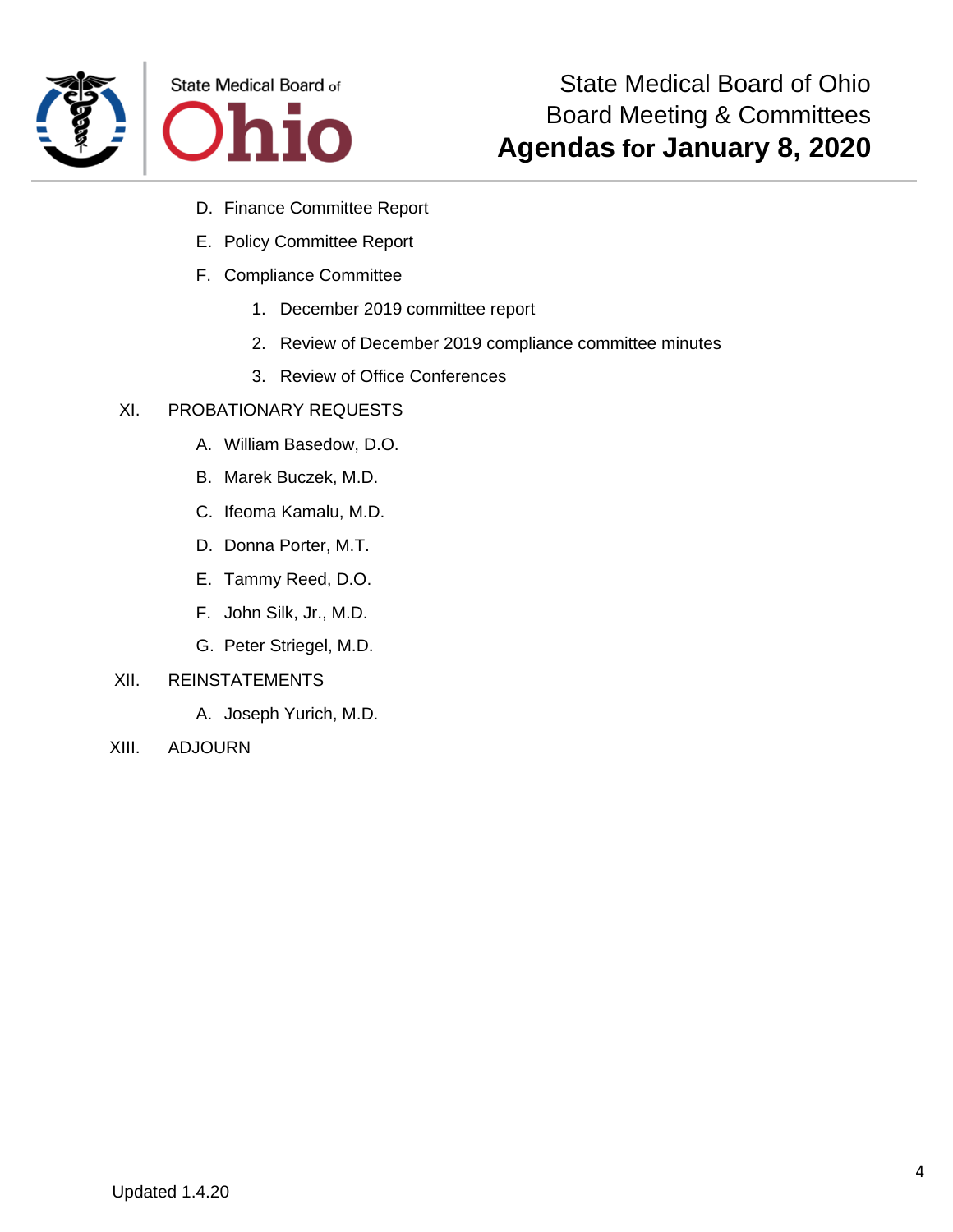D. Finance Committee Report

E. Policy Committee Report

F. Compliance Committee

   1. December 2019 committee report
   2. Review of December 2019 compliance committee minutes
   3. Review of Office Conferences

XI. PROBATIONARY REQUESTS

A. William Basedow, D.O.

B. Marek Buczek, M.D.

C. Ifeoma Kamalu, M.D.

D. Donna Porter, M.T.

E. Tammy Reed, D.O.

F. John Silk, Jr., M.D.

G. Peter Striegel, M.D.

XII. REINSTATEMENTS

A. Joseph Yurich, M.D.

XIII. ADJOURN

Updated 1.4.20